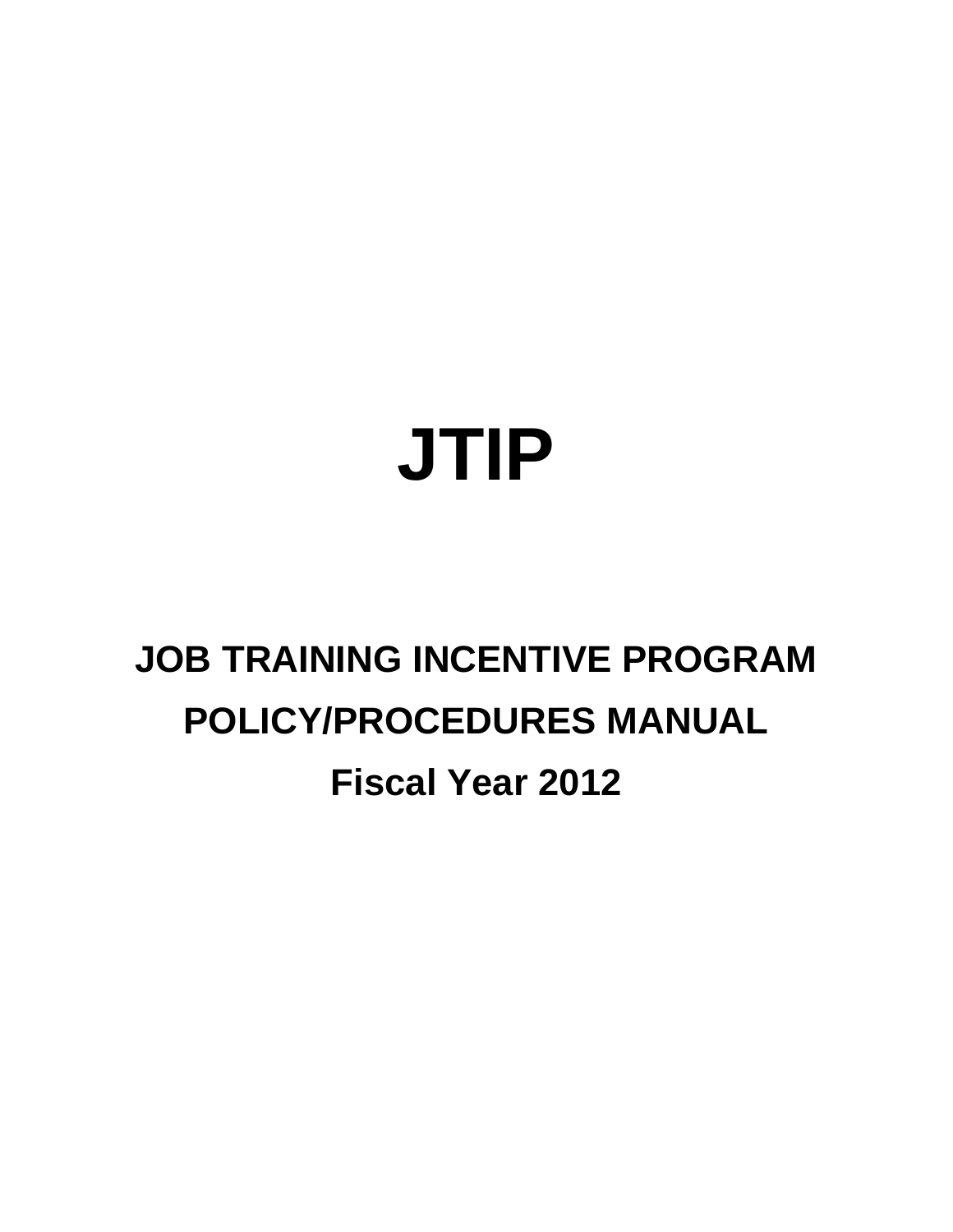# JTIP

## JOB TRAINING INCENTIVE PROGRAM

## POLICY/PROCEDURES MANUAL

## Fiscal Year 2012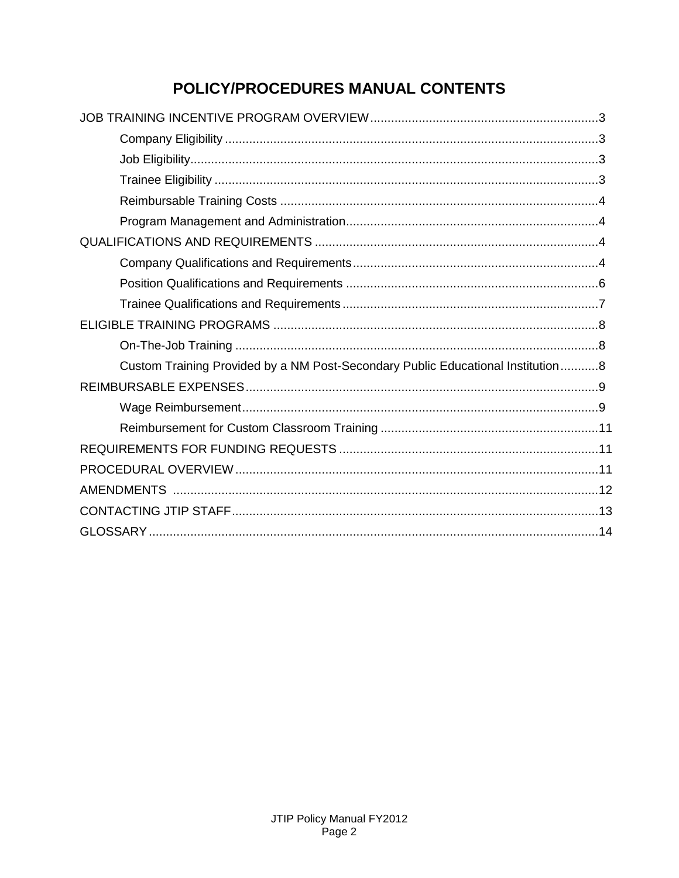# POLICY/PROCEDURES MANUAL CONTENTS

JOB TRAINING INCENTIVE PROGRAM OVERVIEW ........................................ 3

- Company Eligibility ........................................ 3
- Job Eligibility ........................................ 3
- Trainee Eligibility ........................................ 3
- Reimbursable Training Costs ........................................ 4
- Program Management and Administration ........................................ 4

QUALIFICATIONS AND REQUIREMENTS ........................................ 4

- Company Qualifications and Requirements ........................................ 4
- Position Qualifications and Requirements ........................................ 6
- Trainee Qualifications and Requirements ........................................ 7

ELIGIBLE TRAINING PROGRAMS ........................................ 8

- On-The-Job Training ........................................ 8
- Custom Training Provided by a NM Post-Secondary Public Educational Institution ........................................ 8

REIMBURSABLE EXPENSES ........................................ 9

- Wage Reimbursement ........................................ 9
- Reimbursement for Custom Classroom Training ........................................ 11

REQUIREMENTS FOR FUNDING REQUESTS ........................................ 11

PROCEDURAL OVERVIEW ........................................ 11

AMENDMENTS ........................................ 12

CONTACTING JTIP STAFF ........................................ 13

GLOSSARY ........................................ 14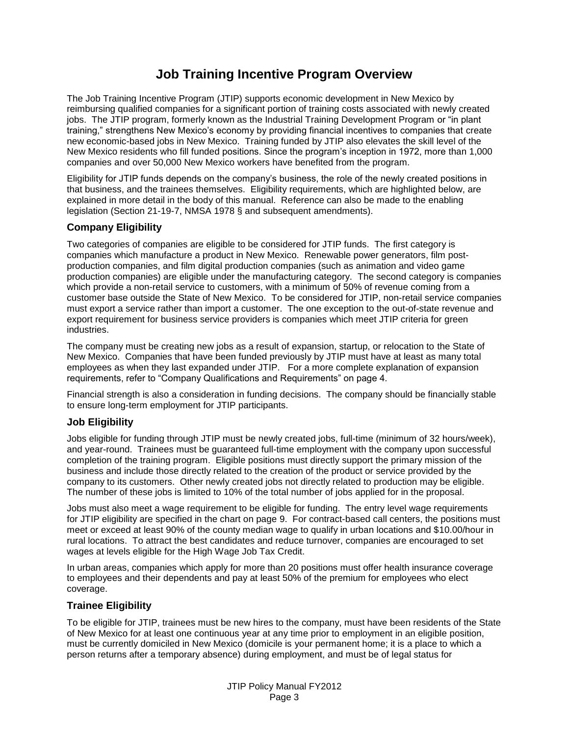# Job Training Incentive Program Overview

The Job Training Incentive Program (JTIP) supports economic development in New Mexico by reimbursing qualified companies for a significant portion of training costs associated with newly created jobs. The JTIP program, formerly known as the Industrial Training Development Program or "in plant training," strengthens New Mexico's economy by providing financial incentives to companies that create new economic-based jobs in New Mexico. Training funded by JTIP also elevates the skill level of the New Mexico residents who fill funded positions. Since the program's inception in 1972, more than 1,000 companies and over 50,000 New Mexico workers have benefited from the program.

Eligibility for JTIP funds depends on the company's business, the role of the newly created positions in that business, and the trainees themselves. Eligibility requirements, which are highlighted below, are explained in more detail in the body of this manual. Reference can also be made to the enabling legislation (Section 21-19-7, NMSA 1978 § and subsequent amendments).

## Company Eligibility

Two categories of companies are eligible to be considered for JTIP funds. The first category is companies which manufacture a product in New Mexico. Renewable power generators, film post-production companies, and film digital production companies (such as animation and video game production companies) are eligible under the manufacturing category. The second category is companies which provide a non-retail service to customers, with a minimum of 50% of revenue coming from a customer base outside the State of New Mexico. To be considered for JTIP, non-retail service companies must export a service rather than import a customer. The one exception to the out-of-state revenue and export requirement for business service providers is companies which meet JTIP criteria for green industries.

The company must be creating new jobs as a result of expansion, startup, or relocation to the State of New Mexico. Companies that have been funded previously by JTIP must have at least as many total employees as when they last expanded under JTIP. For a more complete explanation of expansion requirements, refer to "Company Qualifications and Requirements" on page 4.

Financial strength is also a consideration in funding decisions. The company should be financially stable to ensure long-term employment for JTIP participants.

## Job Eligibility

Jobs eligible for funding through JTIP must be newly created jobs, full-time (minimum of 32 hours/week), and year-round. Trainees must be guaranteed full-time employment with the company upon successful completion of the training program. Eligible positions must directly support the primary mission of the business and include those directly related to the creation of the product or service provided by the company to its customers. Other newly created jobs not directly related to production may be eligible. The number of these jobs is limited to 10% of the total number of jobs applied for in the proposal.

Jobs must also meet a wage requirement to be eligible for funding. The entry level wage requirements for JTIP eligibility are specified in the chart on page 9. For contract-based call centers, the positions must meet or exceed at least 90% of the county median wage to qualify in urban locations and $10.00/hour in rural locations. To attract the best candidates and reduce turnover, companies are encouraged to set wages at levels eligible for the High Wage Job Tax Credit.

In urban areas, companies which apply for more than 20 positions must offer health insurance coverage to employees and their dependents and pay at least 50% of the premium for employees who elect coverage.

## Trainee Eligibility

To be eligible for JTIP, trainees must be new hires to the company, must have been residents of the State of New Mexico for at least one continuous year at any time prior to employment in an eligible position, must be currently domiciled in New Mexico (domicile is your permanent home; it is a place to which a person returns after a temporary absence) during employment, and must be of legal status for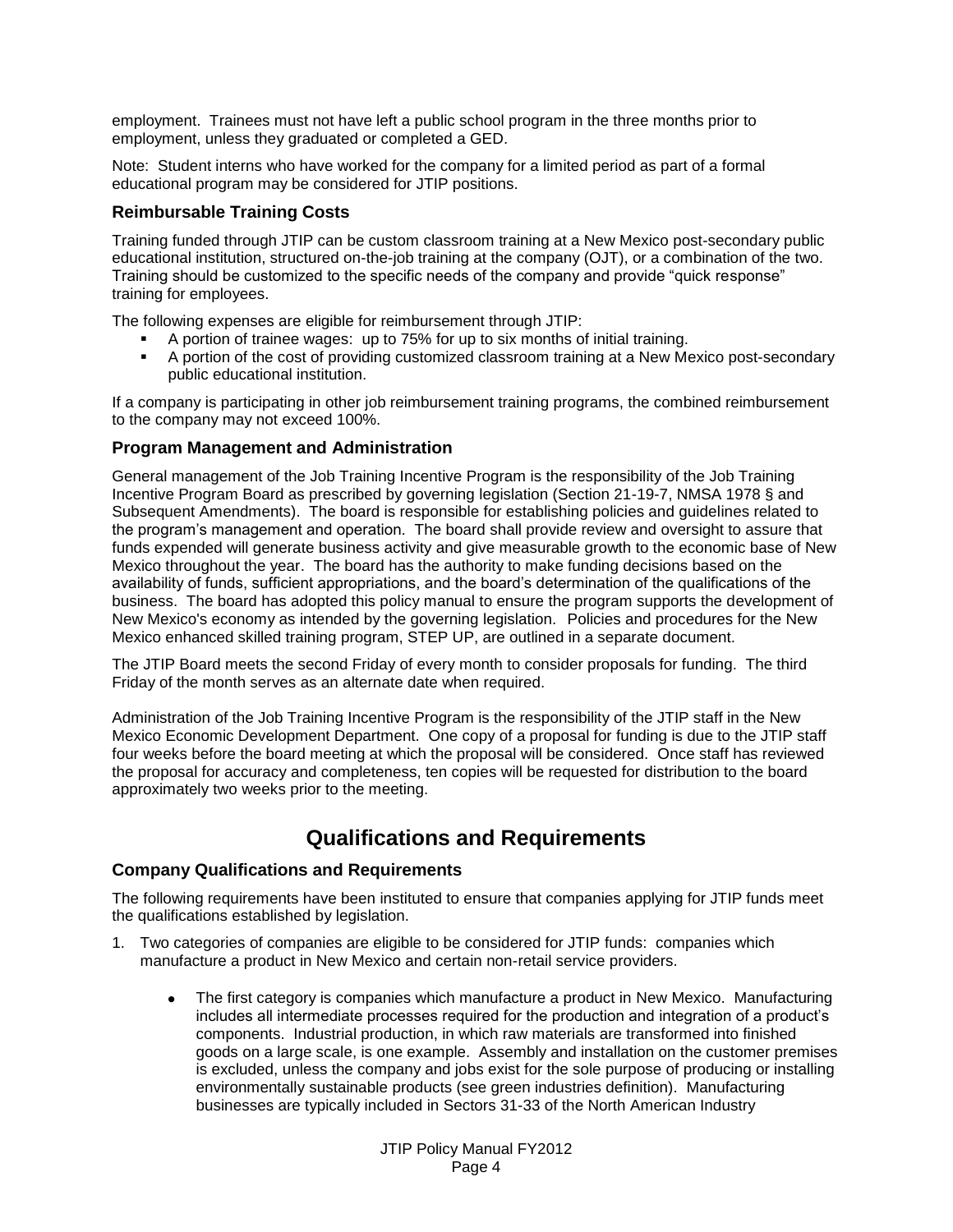employment. Trainees must not have left a public school program in the three months prior to employment, unless they graduated or completed a GED.

Note: Student interns who have worked for the company for a limited period as part of a formal educational program may be considered for JTIP positions.

### Reimbursable Training Costs

Training funded through JTIP can be custom classroom training at a New Mexico post-secondary public educational institution, structured on-the-job training at the company (OJT), or a combination of the two. Training should be customized to the specific needs of the company and provide "quick response" training for employees.

The following expenses are eligible for reimbursement through JTIP:

- A portion of trainee wages: up to 75% for up to six months of initial training.
- A portion of the cost of providing customized classroom training at a New Mexico post-secondary public educational institution.

If a company is participating in other job reimbursement training programs, the combined reimbursement to the company may not exceed 100%.

### Program Management and Administration

General management of the Job Training Incentive Program is the responsibility of the Job Training Incentive Program Board as prescribed by governing legislation (Section 21-19-7, NMSA 1978 § and Subsequent Amendments). The board is responsible for establishing policies and guidelines related to the program's management and operation. The board shall provide review and oversight to assure that funds expended will generate business activity and give measurable growth to the economic base of New Mexico throughout the year. The board has the authority to make funding decisions based on the availability of funds, sufficient appropriations, and the board's determination of the qualifications of the business. The board has adopted this policy manual to ensure the program supports the development of New Mexico's economy as intended by the governing legislation. Policies and procedures for the New Mexico enhanced skilled training program, STEP UP, are outlined in a separate document.

The JTIP Board meets the second Friday of every month to consider proposals for funding. The third Friday of the month serves as an alternate date when required.

Administration of the Job Training Incentive Program is the responsibility of the JTIP staff in the New Mexico Economic Development Department. One copy of a proposal for funding is due to the JTIP staff four weeks before the board meeting at which the proposal will be considered. Once staff has reviewed the proposal for accuracy and completeness, ten copies will be requested for distribution to the board approximately two weeks prior to the meeting.

## Qualifications and Requirements

### Company Qualifications and Requirements

The following requirements have been instituted to ensure that companies applying for JTIP funds meet the qualifications established by legislation.

1. Two categories of companies are eligible to be considered for JTIP funds: companies which manufacture a product in New Mexico and certain non-retail service providers.

   - The first category is companies which manufacture a product in New Mexico. Manufacturing includes all intermediate processes required for the production and integration of a product's components. Industrial production, in which raw materials are transformed into finished goods on a large scale, is one example. Assembly and installation on the customer premises is excluded, unless the company and jobs exist for the sole purpose of producing or installing environmentally sustainable products (see green industries definition). Manufacturing businesses are typically included in Sectors 31-33 of the North American Industry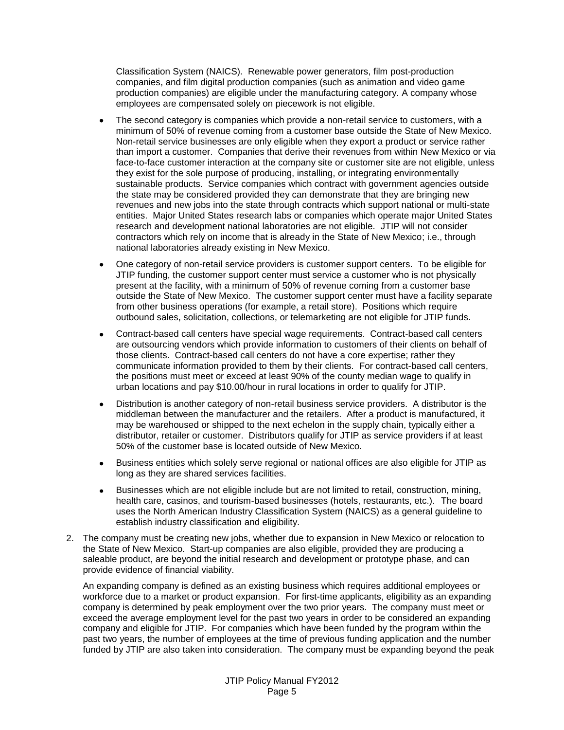Classification System (NAICS). Renewable power generators, film post-production companies, and film digital production companies (such as animation and video game production companies) are eligible under the manufacturing category. A company whose employees are compensated solely on piecework is not eligible.

- The second category is companies which provide a non-retail service to customers, with a minimum of 50% of revenue coming from a customer base outside the State of New Mexico. Non-retail service businesses are only eligible when they export a product or service rather than import a customer. Companies that derive their revenues from within New Mexico or via face-to-face customer interaction at the company site or customer site are not eligible, unless they exist for the sole purpose of producing, installing, or integrating environmentally sustainable products. Service companies which contract with government agencies outside the state may be considered provided they can demonstrate that they are bringing new revenues and new jobs into the state through contracts which support national or multi-state entities. Major United States research labs or companies which operate major United States research and development national laboratories are not eligible. JTIP will not consider contractors which rely on income that is already in the State of New Mexico; i.e., through national laboratories already existing in New Mexico.
- One category of non-retail service providers is customer support centers. To be eligible for JTIP funding, the customer support center must service a customer who is not physically present at the facility, with a minimum of 50% of revenue coming from a customer base outside the State of New Mexico. The customer support center must have a facility separate from other business operations (for example, a retail store). Positions which require outbound sales, solicitation, collections, or telemarketing are not eligible for JTIP funds.
- Contract-based call centers have special wage requirements. Contract-based call centers are outsourcing vendors which provide information to customers of their clients on behalf of those clients. Contract-based call centers do not have a core expertise; rather they communicate information provided to them by their clients. For contract-based call centers, the positions must meet or exceed at least 90% of the county median wage to qualify in urban locations and pay $10.00/hour in rural locations in order to qualify for JTIP.
- Distribution is another category of non-retail business service providers. A distributor is the middleman between the manufacturer and the retailers. After a product is manufactured, it may be warehoused or shipped to the next echelon in the supply chain, typically either a distributor, retailer or customer. Distributors qualify for JTIP as service providers if at least 50% of the customer base is located outside of New Mexico.
- Business entities which solely serve regional or national offices are also eligible for JTIP as long as they are shared services facilities.
- Businesses which are not eligible include but are not limited to retail, construction, mining, health care, casinos, and tourism-based businesses (hotels, restaurants, etc.). The board uses the North American Industry Classification System (NAICS) as a general guideline to establish industry classification and eligibility.

2. The company must be creating new jobs, whether due to expansion in New Mexico or relocation to the State of New Mexico. Start-up companies are also eligible, provided they are producing a saleable product, are beyond the initial research and development or prototype phase, and can provide evidence of financial viability.

   An expanding company is defined as an existing business which requires additional employees or workforce due to a market or product expansion. For first-time applicants, eligibility as an expanding company is determined by peak employment over the two prior years. The company must meet or exceed the average employment level for the past two years in order to be considered an expanding company and eligible for JTIP. For companies which have been funded by the program within the past two years, the number of employees at the time of previous funding application and the number funded by JTIP are also taken into consideration. The company must be expanding beyond the peak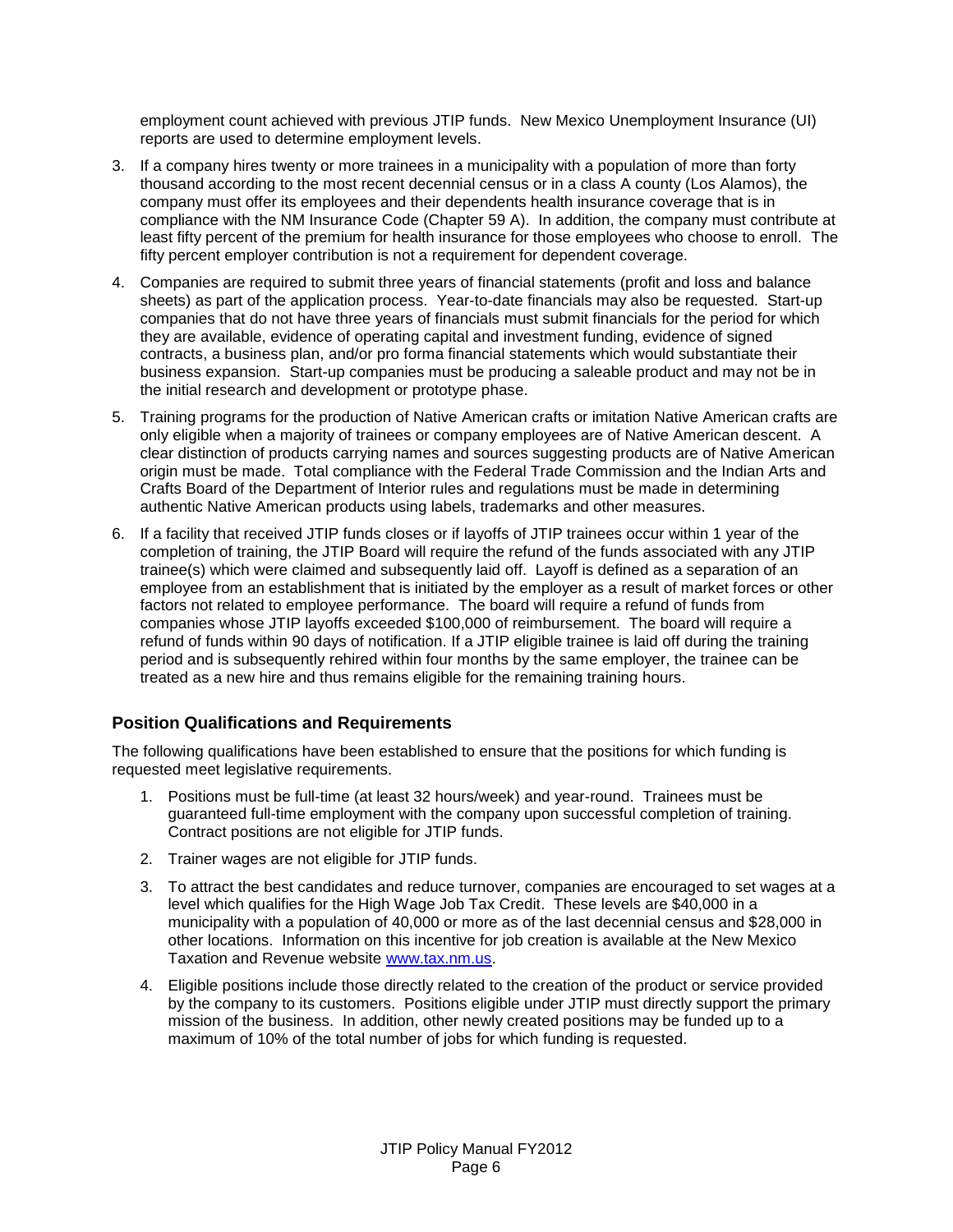employment count achieved with previous JTIP funds. New Mexico Unemployment Insurance (UI) reports are used to determine employment levels.

3. If a company hires twenty or more trainees in a municipality with a population of more than forty thousand according to the most recent decennial census or in a class A county (Los Alamos), the company must offer its employees and their dependents health insurance coverage that is in compliance with the NM Insurance Code (Chapter 59 A). In addition, the company must contribute at least fifty percent of the premium for health insurance for those employees who choose to enroll. The fifty percent employer contribution is not a requirement for dependent coverage.

4. Companies are required to submit three years of financial statements (profit and loss and balance sheets) as part of the application process. Year-to-date financials may also be requested. Start-up companies that do not have three years of financials must submit financials for the period for which they are available, evidence of operating capital and investment funding, evidence of signed contracts, a business plan, and/or pro forma financial statements which would substantiate their business expansion. Start-up companies must be producing a saleable product and may not be in the initial research and development or prototype phase.

5. Training programs for the production of Native American crafts or imitation Native American crafts are only eligible when a majority of trainees or company employees are of Native American descent. A clear distinction of products carrying names and sources suggesting products are of Native American origin must be made. Total compliance with the Federal Trade Commission and the Indian Arts and Crafts Board of the Department of Interior rules and regulations must be made in determining authentic Native American products using labels, trademarks and other measures.

6. If a facility that received JTIP funds closes or if layoffs of JTIP trainees occur within 1 year of the completion of training, the JTIP Board will require the refund of the funds associated with any JTIP trainee(s) which were claimed and subsequently laid off. Layoff is defined as a separation of an employee from an establishment that is initiated by the employer as a result of market forces or other factors not related to employee performance. The board will require a refund of funds from companies whose JTIP layoffs exceeded $100,000 of reimbursement. The board will require a refund of funds within 90 days of notification. If a JTIP eligible trainee is laid off during the training period and is subsequently rehired within four months by the same employer, the trainee can be treated as a new hire and thus remains eligible for the remaining training hours.

## Position Qualifications and Requirements

The following qualifications have been established to ensure that the positions for which funding is requested meet legislative requirements.

1. Positions must be full-time (at least 32 hours/week) and year-round. Trainees must be guaranteed full-time employment with the company upon successful completion of training. Contract positions are not eligible for JTIP funds.

2. Trainer wages are not eligible for JTIP funds.

3. To attract the best candidates and reduce turnover, companies are encouraged to set wages at a level which qualifies for the High Wage Job Tax Credit. These levels are $40,000 in a municipality with a population of 40,000 or more as of the last decennial census and $28,000 in other locations. Information on this incentive for job creation is available at the New Mexico Taxation and Revenue website [www.tax.nm.us](www.tax.nm.us).

4. Eligible positions include those directly related to the creation of the product or service provided by the company to its customers. Positions eligible under JTIP must directly support the primary mission of the business. In addition, other newly created positions may be funded up to a maximum of 10% of the total number of jobs for which funding is requested.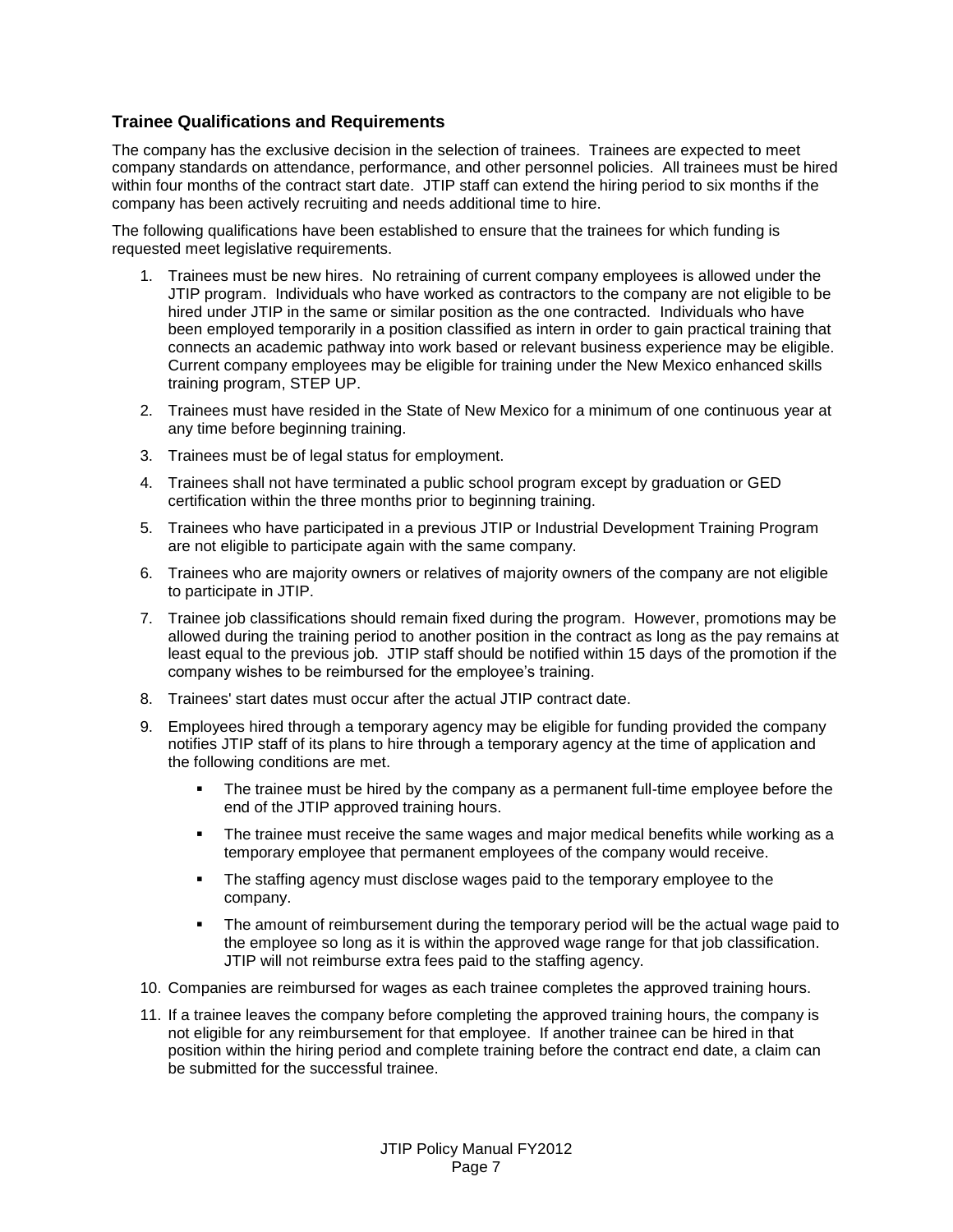### Trainee Qualifications and Requirements

The company has the exclusive decision in the selection of trainees. Trainees are expected to meet company standards on attendance, performance, and other personnel policies. All trainees must be hired within four months of the contract start date. JTIP staff can extend the hiring period to six months if the company has been actively recruiting and needs additional time to hire.

The following qualifications have been established to ensure that the trainees for which funding is requested meet legislative requirements.

1. Trainees must be new hires. No retraining of current company employees is allowed under the JTIP program. Individuals who have worked as contractors to the company are not eligible to be hired under JTIP in the same or similar position as the one contracted. Individuals who have been employed temporarily in a position classified as intern in order to gain practical training that connects an academic pathway into work based or relevant business experience may be eligible. Current company employees may be eligible for training under the New Mexico enhanced skills training program, STEP UP.
2. Trainees must have resided in the State of New Mexico for a minimum of one continuous year at any time before beginning training.
3. Trainees must be of legal status for employment.
4. Trainees shall not have terminated a public school program except by graduation or GED certification within the three months prior to beginning training.
5. Trainees who have participated in a previous JTIP or Industrial Development Training Program are not eligible to participate again with the same company.
6. Trainees who are majority owners or relatives of majority owners of the company are not eligible to participate in JTIP.
7. Trainee job classifications should remain fixed during the program. However, promotions may be allowed during the training period to another position in the contract as long as the pay remains at least equal to the previous job. JTIP staff should be notified within 15 days of the promotion if the company wishes to be reimbursed for the employee's training.
8. Trainees' start dates must occur after the actual JTIP contract date.
9. Employees hired through a temporary agency may be eligible for funding provided the company notifies JTIP staff of its plans to hire through a temporary agency at the time of application and the following conditions are met.
   - The trainee must be hired by the company as a permanent full-time employee before the end of the JTIP approved training hours.
   - The trainee must receive the same wages and major medical benefits while working as a temporary employee that permanent employees of the company would receive.
   - The staffing agency must disclose wages paid to the temporary employee to the company.
   - The amount of reimbursement during the temporary period will be the actual wage paid to the employee so long as it is within the approved wage range for that job classification. JTIP will not reimburse extra fees paid to the staffing agency.
10. Companies are reimbursed for wages as each trainee completes the approved training hours.
11. If a trainee leaves the company before completing the approved training hours, the company is not eligible for any reimbursement for that employee. If another trainee can be hired in that position within the hiring period and complete training before the contract end date, a claim can be submitted for the successful trainee.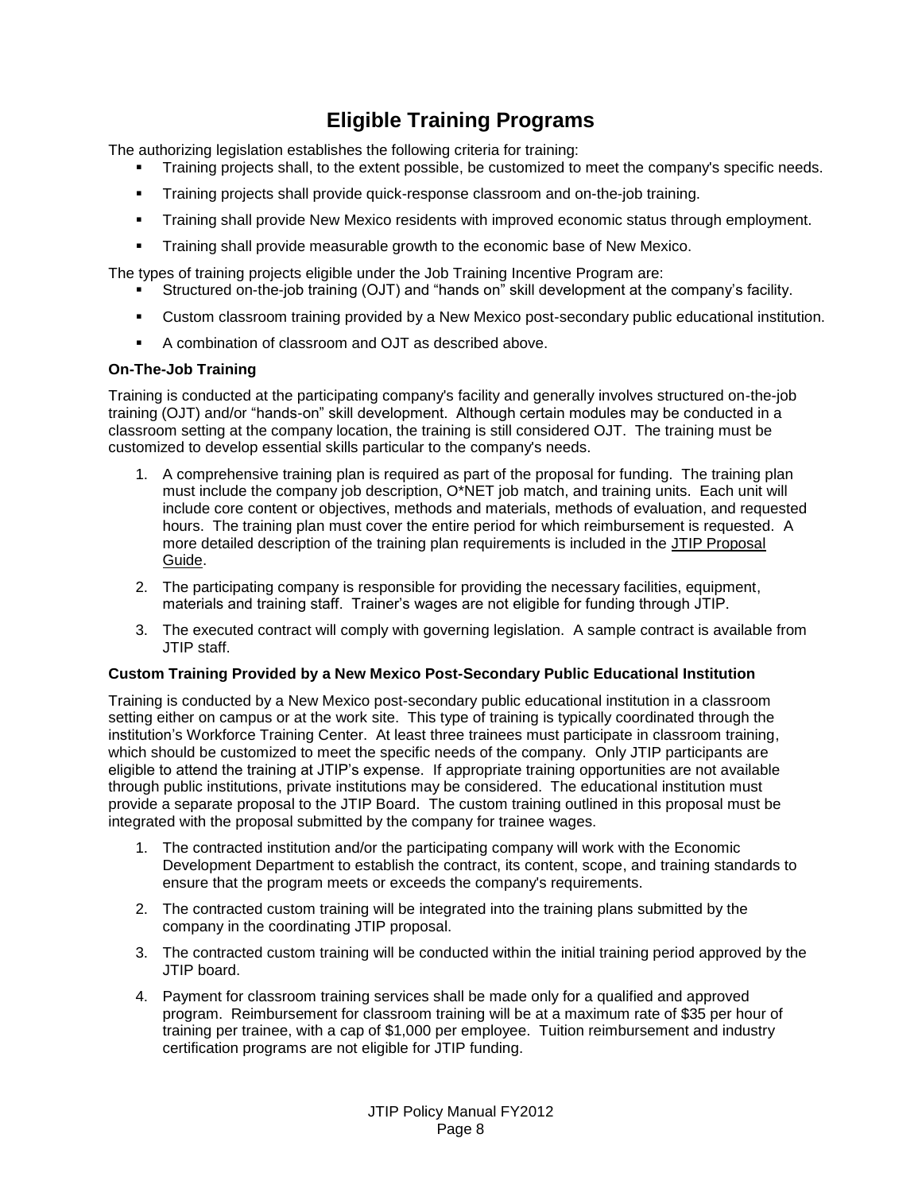# Eligible Training Programs

The authorizing legislation establishes the following criteria for training:

- Training projects shall, to the extent possible, be customized to meet the company's specific needs.
- Training projects shall provide quick-response classroom and on-the-job training.
- Training shall provide New Mexico residents with improved economic status through employment.
- Training shall provide measurable growth to the economic base of New Mexico.

The types of training projects eligible under the Job Training Incentive Program are:

- Structured on-the-job training (OJT) and "hands on" skill development at the company's facility.
- Custom classroom training provided by a New Mexico post-secondary public educational institution.
- A combination of classroom and OJT as described above.

**On-The-Job Training**

Training is conducted at the participating company's facility and generally involves structured on-the-job training (OJT) and/or "hands-on" skill development. Although certain modules may be conducted in a classroom setting at the company location, the training is still considered OJT. The training must be customized to develop essential skills particular to the company's needs.

1. A comprehensive training plan is required as part of the proposal for funding. The training plan must include the company job description, O*NET job match, and training units. Each unit will include core content or objectives, methods and materials, methods of evaluation, and requested hours. The training plan must cover the entire period for which reimbursement is requested. A more detailed description of the training plan requirements is included in the JTIP Proposal Guide.
2. The participating company is responsible for providing the necessary facilities, equipment, materials and training staff. Trainer's wages are not eligible for funding through JTIP.
3. The executed contract will comply with governing legislation. A sample contract is available from JTIP staff.

**Custom Training Provided by a New Mexico Post-Secondary Public Educational Institution**

Training is conducted by a New Mexico post-secondary public educational institution in a classroom setting either on campus or at the work site. This type of training is typically coordinated through the institution's Workforce Training Center. At least three trainees must participate in classroom training, which should be customized to meet the specific needs of the company. Only JTIP participants are eligible to attend the training at JTIP's expense. If appropriate training opportunities are not available through public institutions, private institutions may be considered. The educational institution must provide a separate proposal to the JTIP Board. The custom training outlined in this proposal must be integrated with the proposal submitted by the company for trainee wages.

1. The contracted institution and/or the participating company will work with the Economic Development Department to establish the contract, its content, scope, and training standards to ensure that the program meets or exceeds the company's requirements.
2. The contracted custom training will be integrated into the training plans submitted by the company in the coordinating JTIP proposal.
3. The contracted custom training will be conducted within the initial training period approved by the JTIP board.
4. Payment for classroom training services shall be made only for a qualified and approved program. Reimbursement for classroom training will be at a maximum rate of $35 per hour of training per trainee, with a cap of $1,000 per employee. Tuition reimbursement and industry certification programs are not eligible for JTIP funding.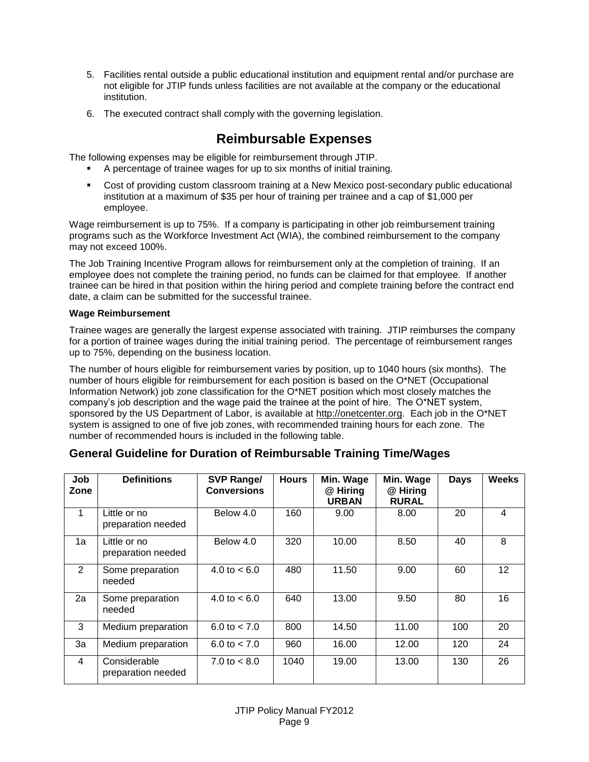5. Facilities rental outside a public educational institution and equipment rental and/or purchase are not eligible for JTIP funds unless facilities are not available at the company or the educational institution.

6. The executed contract shall comply with the governing legislation.

## Reimbursable Expenses

The following expenses may be eligible for reimbursement through JTIP.

- A percentage of trainee wages for up to six months of initial training.
- Cost of providing custom classroom training at a New Mexico post-secondary public educational institution at a maximum of $35 per hour of training per trainee and a cap of $1,000 per employee.

Wage reimbursement is up to 75%. If a company is participating in other job reimbursement training programs such as the Workforce Investment Act (WIA), the combined reimbursement to the company may not exceed 100%.

The Job Training Incentive Program allows for reimbursement only at the completion of training. If an employee does not complete the training period, no funds can be claimed for that employee. If another trainee can be hired in that position within the hiring period and complete training before the contract end date, a claim can be submitted for the successful trainee.

**Wage Reimbursement**

Trainee wages are generally the largest expense associated with training. JTIP reimburses the company for a portion of trainee wages during the initial training period. The percentage of reimbursement ranges up to 75%, depending on the business location.

The number of hours eligible for reimbursement varies by position, up to 1040 hours (six months). The number of hours eligible for reimbursement for each position is based on the O*NET (Occupational Information Network) job zone classification for the O*NET position which most closely matches the company's job description and the wage paid the trainee at the point of hire. The O*NET system, sponsored by the US Department of Labor, is available at http://onetcenter.org. Each job in the O*NET system is assigned to one of five job zones, with recommended training hours for each zone. The number of recommended hours is included in the following table.

### General Guideline for Duration of Reimbursable Training Time/Wages

| Job Zone | Definitions | SVP Range/ Conversions | Hours | Min. Wage @ Hiring URBAN | Min. Wage @ Hiring RURAL | Days | Weeks |
|---|---|---|---|---|---|---|---|
| 1 | Little or no preparation needed | Below 4.0 | 160 | 9.00 | 8.00 | 20 | 4 |
| 1a | Little or no preparation needed | Below 4.0 | 320 | 10.00 | 8.50 | 40 | 8 |
| 2 | Some preparation needed | 4.0 to < 6.0 | 480 | 11.50 | 9.00 | 60 | 12 |
| 2a | Some preparation needed | 4.0 to < 6.0 | 640 | 13.00 | 9.50 | 80 | 16 |
| 3 | Medium preparation | 6.0 to < 7.0 | 800 | 14.50 | 11.00 | 100 | 20 |
| 3a | Medium preparation | 6.0 to < 7.0 | 960 | 16.00 | 12.00 | 120 | 24 |
| 4 | Considerable preparation needed | 7.0 to < 8.0 | 1040 | 19.00 | 13.00 | 130 | 26 |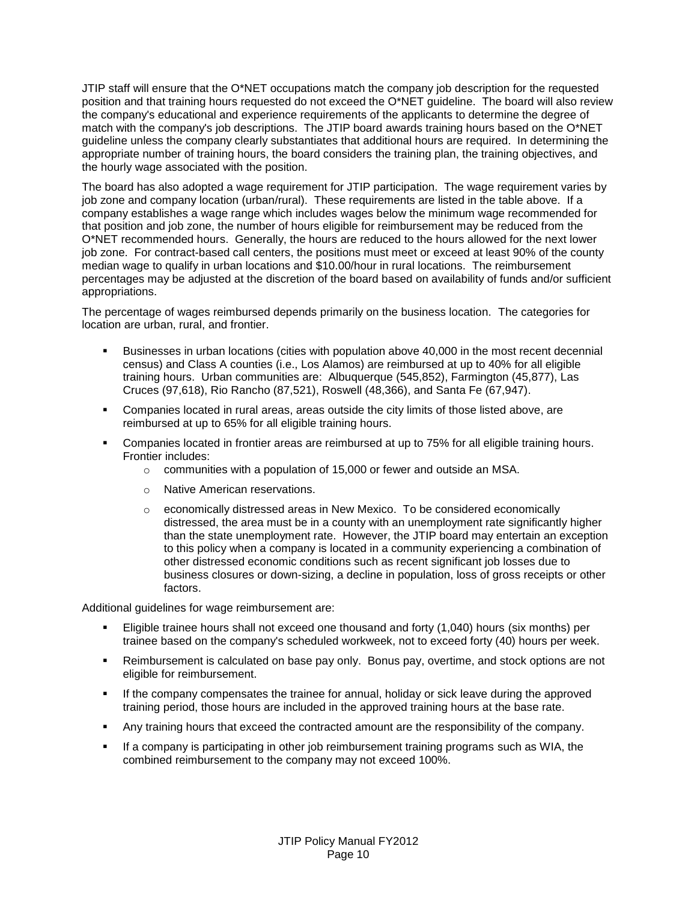JTIP staff will ensure that the O*NET occupations match the company job description for the requested position and that training hours requested do not exceed the O*NET guideline. The board will also review the company's educational and experience requirements of the applicants to determine the degree of match with the company's job descriptions. The JTIP board awards training hours based on the O*NET guideline unless the company clearly substantiates that additional hours are required. In determining the appropriate number of training hours, the board considers the training plan, the training objectives, and the hourly wage associated with the position.

The board has also adopted a wage requirement for JTIP participation. The wage requirement varies by job zone and company location (urban/rural). These requirements are listed in the table above. If a company establishes a wage range which includes wages below the minimum wage recommended for that position and job zone, the number of hours eligible for reimbursement may be reduced from the O*NET recommended hours. Generally, the hours are reduced to the hours allowed for the next lower job zone. For contract-based call centers, the positions must meet or exceed at least 90% of the county median wage to qualify in urban locations and $10.00/hour in rural locations. The reimbursement percentages may be adjusted at the discretion of the board based on availability of funds and/or sufficient appropriations.

The percentage of wages reimbursed depends primarily on the business location. The categories for location are urban, rural, and frontier.

- Businesses in urban locations (cities with population above 40,000 in the most recent decennial census) and Class A counties (i.e., Los Alamos) are reimbursed at up to 40% for all eligible training hours. Urban communities are: Albuquerque (545,852), Farmington (45,877), Las Cruces (97,618), Rio Rancho (87,521), Roswell (48,366), and Santa Fe (67,947).
- Companies located in rural areas, areas outside the city limits of those listed above, are reimbursed at up to 65% for all eligible training hours.
- Companies located in frontier areas are reimbursed at up to 75% for all eligible training hours. Frontier includes:
  - communities with a population of 15,000 or fewer and outside an MSA.
  - Native American reservations.
  - economically distressed areas in New Mexico. To be considered economically distressed, the area must be in a county with an unemployment rate significantly higher than the state unemployment rate. However, the JTIP board may entertain an exception to this policy when a company is located in a community experiencing a combination of other distressed economic conditions such as recent significant job losses due to business closures or down-sizing, a decline in population, loss of gross receipts or other factors.

Additional guidelines for wage reimbursement are:

- Eligible trainee hours shall not exceed one thousand and forty (1,040) hours (six months) per trainee based on the company's scheduled workweek, not to exceed forty (40) hours per week.
- Reimbursement is calculated on base pay only. Bonus pay, overtime, and stock options are not eligible for reimbursement.
- If the company compensates the trainee for annual, holiday or sick leave during the approved training period, those hours are included in the approved training hours at the base rate.
- Any training hours that exceed the contracted amount are the responsibility of the company.
- If a company is participating in other job reimbursement training programs such as WIA, the combined reimbursement to the company may not exceed 100%.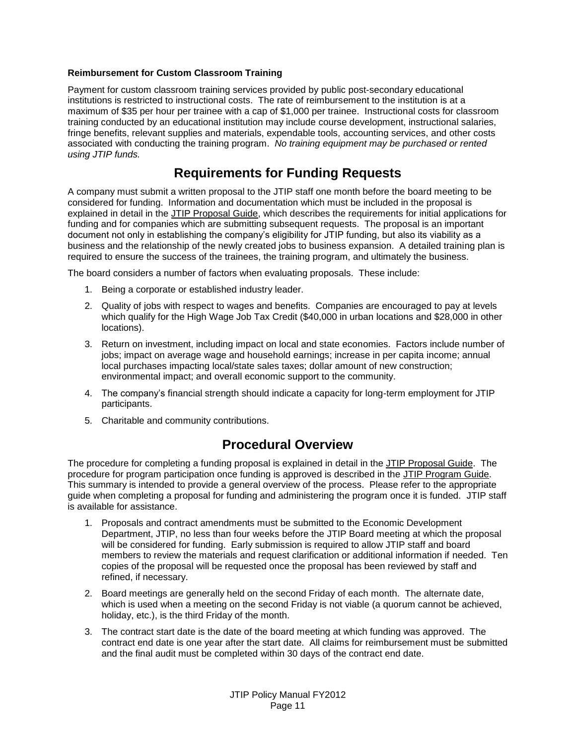**Reimbursement for Custom Classroom Training**

Payment for custom classroom training services provided by public post-secondary educational institutions is restricted to instructional costs. The rate of reimbursement to the institution is at a maximum of $35 per hour per trainee with a cap of $1,000 per trainee. Instructional costs for classroom training conducted by an educational institution may include course development, instructional salaries, fringe benefits, relevant supplies and materials, expendable tools, accounting services, and other costs associated with conducting the training program. *No training equipment may be purchased or rented using JTIP funds.*

## Requirements for Funding Requests

A company must submit a written proposal to the JTIP staff one month before the board meeting to be considered for funding. Information and documentation which must be included in the proposal is explained in detail in the JTIP Proposal Guide, which describes the requirements for initial applications for funding and for companies which are submitting subsequent requests. The proposal is an important document not only in establishing the company's eligibility for JTIP funding, but also its viability as a business and the relationship of the newly created jobs to business expansion. A detailed training plan is required to ensure the success of the trainees, the training program, and ultimately the business.

The board considers a number of factors when evaluating proposals. These include:

1. Being a corporate or established industry leader.
2. Quality of jobs with respect to wages and benefits. Companies are encouraged to pay at levels which qualify for the High Wage Job Tax Credit ($40,000 in urban locations and $28,000 in other locations).
3. Return on investment, including impact on local and state economies. Factors include number of jobs; impact on average wage and household earnings; increase in per capita income; annual local purchases impacting local/state sales taxes; dollar amount of new construction; environmental impact; and overall economic support to the community.
4. The company's financial strength should indicate a capacity for long-term employment for JTIP participants.
5. Charitable and community contributions.

## Procedural Overview

The procedure for completing a funding proposal is explained in detail in the JTIP Proposal Guide. The procedure for program participation once funding is approved is described in the JTIP Program Guide. This summary is intended to provide a general overview of the process. Please refer to the appropriate guide when completing a proposal for funding and administering the program once it is funded. JTIP staff is available for assistance.

1. Proposals and contract amendments must be submitted to the Economic Development Department, JTIP, no less than four weeks before the JTIP Board meeting at which the proposal will be considered for funding. Early submission is required to allow JTIP staff and board members to review the materials and request clarification or additional information if needed. Ten copies of the proposal will be requested once the proposal has been reviewed by staff and refined, if necessary.
2. Board meetings are generally held on the second Friday of each month. The alternate date, which is used when a meeting on the second Friday is not viable (a quorum cannot be achieved, holiday, etc.), is the third Friday of the month.
3. The contract start date is the date of the board meeting at which funding was approved. The contract end date is one year after the start date. All claims for reimbursement must be submitted and the final audit must be completed within 30 days of the contract end date.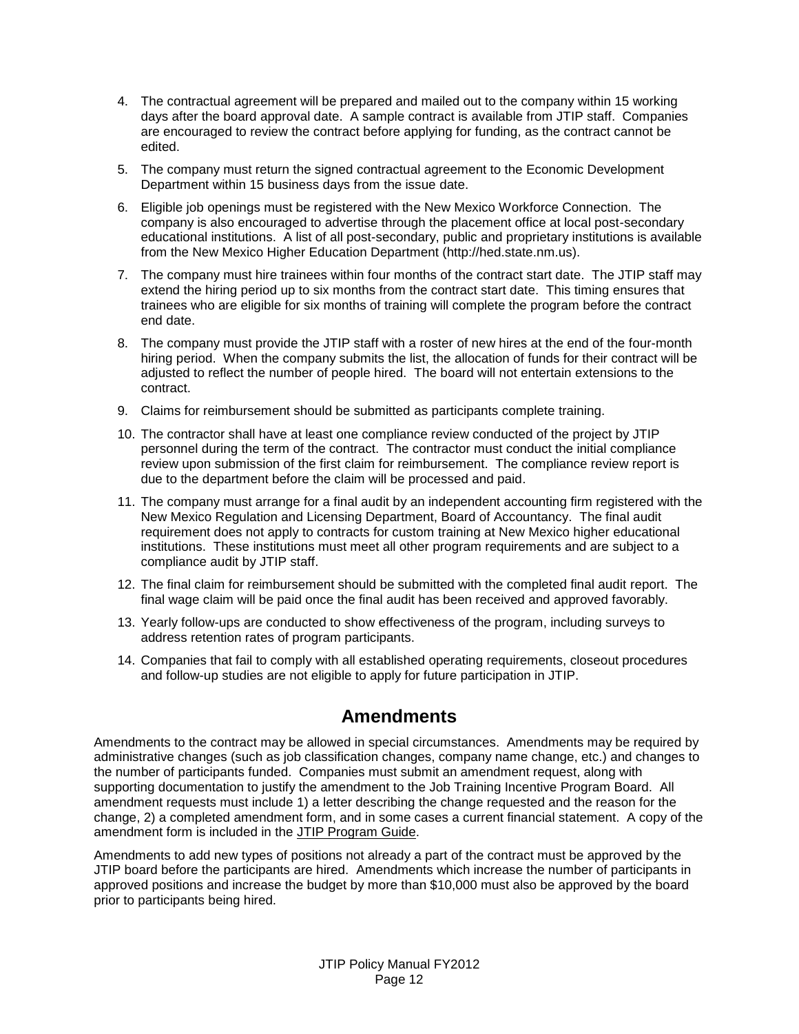4. The contractual agreement will be prepared and mailed out to the company within 15 working days after the board approval date. A sample contract is available from JTIP staff. Companies are encouraged to review the contract before applying for funding, as the contract cannot be edited.
5. The company must return the signed contractual agreement to the Economic Development Department within 15 business days from the issue date.
6. Eligible job openings must be registered with the New Mexico Workforce Connection. The company is also encouraged to advertise through the placement office at local post-secondary educational institutions. A list of all post-secondary, public and proprietary institutions is available from the New Mexico Higher Education Department (http://hed.state.nm.us).
7. The company must hire trainees within four months of the contract start date. The JTIP staff may extend the hiring period up to six months from the contract start date. This timing ensures that trainees who are eligible for six months of training will complete the program before the contract end date.
8. The company must provide the JTIP staff with a roster of new hires at the end of the four-month hiring period. When the company submits the list, the allocation of funds for their contract will be adjusted to reflect the number of people hired. The board will not entertain extensions to the contract.
9. Claims for reimbursement should be submitted as participants complete training.
10. The contractor shall have at least one compliance review conducted of the project by JTIP personnel during the term of the contract. The contractor must conduct the initial compliance review upon submission of the first claim for reimbursement. The compliance review report is due to the department before the claim will be processed and paid.
11. The company must arrange for a final audit by an independent accounting firm registered with the New Mexico Regulation and Licensing Department, Board of Accountancy. The final audit requirement does not apply to contracts for custom training at New Mexico higher educational institutions. These institutions must meet all other program requirements and are subject to a compliance audit by JTIP staff.
12. The final claim for reimbursement should be submitted with the completed final audit report. The final wage claim will be paid once the final audit has been received and approved favorably.
13. Yearly follow-ups are conducted to show effectiveness of the program, including surveys to address retention rates of program participants.
14. Companies that fail to comply with all established operating requirements, closeout procedures and follow-up studies are not eligible to apply for future participation in JTIP.

## Amendments

Amendments to the contract may be allowed in special circumstances. Amendments may be required by administrative changes (such as job classification changes, company name change, etc.) and changes to the number of participants funded. Companies must submit an amendment request, along with supporting documentation to justify the amendment to the Job Training Incentive Program Board. All amendment requests must include 1) a letter describing the change requested and the reason for the change, 2) a completed amendment form, and in some cases a current financial statement. A copy of the amendment form is included in the JTIP Program Guide.

Amendments to add new types of positions not already a part of the contract must be approved by the JTIP board before the participants are hired. Amendments which increase the number of participants in approved positions and increase the budget by more than $10,000 must also be approved by the board prior to participants being hired.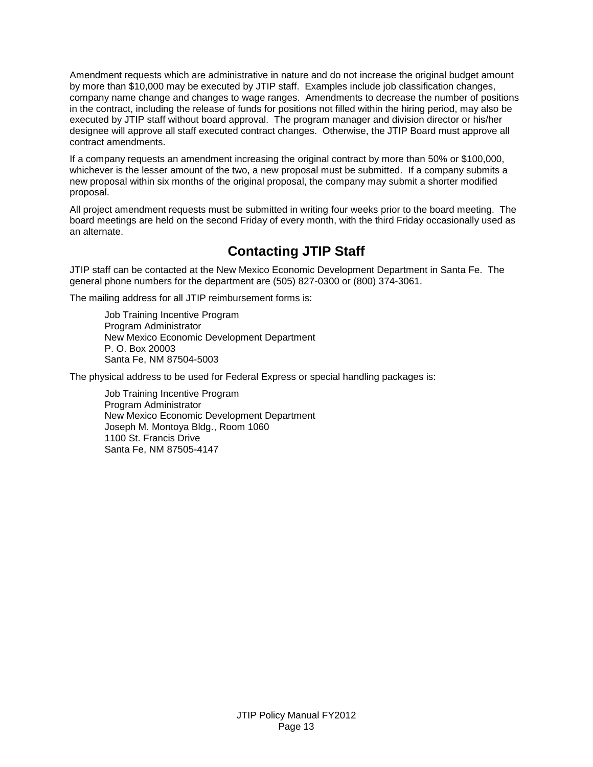Amendment requests which are administrative in nature and do not increase the original budget amount by more than $10,000 may be executed by JTIP staff. Examples include job classification changes, company name change and changes to wage ranges. Amendments to decrease the number of positions in the contract, including the release of funds for positions not filled within the hiring period, may also be executed by JTIP staff without board approval. The program manager and division director or his/her designee will approve all staff executed contract changes. Otherwise, the JTIP Board must approve all contract amendments.

If a company requests an amendment increasing the original contract by more than 50% or $100,000, whichever is the lesser amount of the two, a new proposal must be submitted. If a company submits a new proposal within six months of the original proposal, the company may submit a shorter modified proposal.

All project amendment requests must be submitted in writing four weeks prior to the board meeting. The board meetings are held on the second Friday of every month, with the third Friday occasionally used as an alternate.

## Contacting JTIP Staff

JTIP staff can be contacted at the New Mexico Economic Development Department in Santa Fe. The general phone numbers for the department are (505) 827-0300 or (800) 374-3061.

The mailing address for all JTIP reimbursement forms is:

> Job Training Incentive Program
> Program Administrator
> New Mexico Economic Development Department
> P. O. Box 20003
> Santa Fe, NM 87504-5003

The physical address to be used for Federal Express or special handling packages is:

> Job Training Incentive Program
> Program Administrator
> New Mexico Economic Development Department
> Joseph M. Montoya Bldg., Room 1060
> 1100 St. Francis Drive
> Santa Fe, NM 87505-4147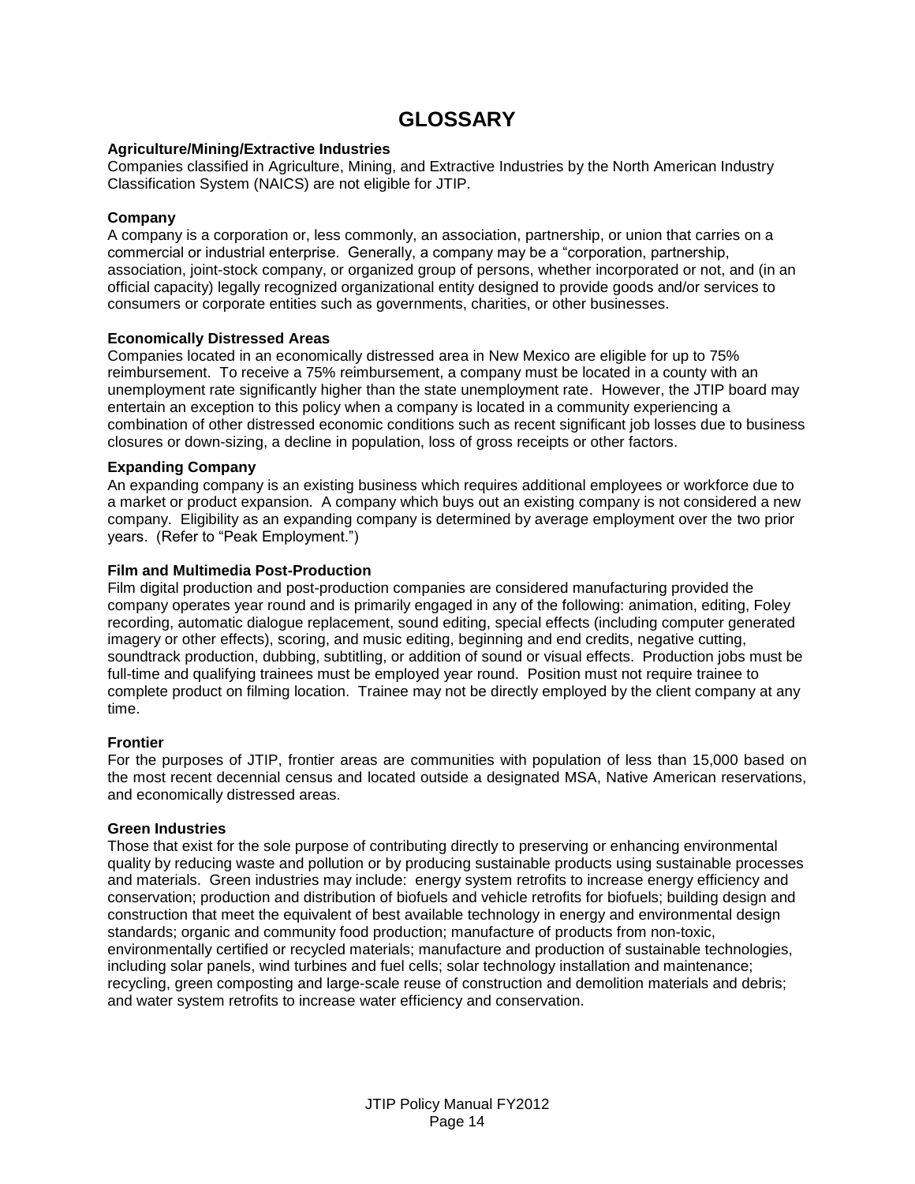# GLOSSARY

**Agriculture/Mining/Extractive Industries**
Companies classified in Agriculture, Mining, and Extractive Industries by the North American Industry Classification System (NAICS) are not eligible for JTIP.

**Company**
A company is a corporation or, less commonly, an association, partnership, or union that carries on a commercial or industrial enterprise. Generally, a company may be a "corporation, partnership, association, joint-stock company, or organized group of persons, whether incorporated or not, and (in an official capacity) legally recognized organizational entity designed to provide goods and/or services to consumers or corporate entities such as governments, charities, or other businesses.

**Economically Distressed Areas**
Companies located in an economically distressed area in New Mexico are eligible for up to 75% reimbursement. To receive a 75% reimbursement, a company must be located in a county with an unemployment rate significantly higher than the state unemployment rate. However, the JTIP board may entertain an exception to this policy when a company is located in a community experiencing a combination of other distressed economic conditions such as recent significant job losses due to business closures or down-sizing, a decline in population, loss of gross receipts or other factors.

**Expanding Company**
An expanding company is an existing business which requires additional employees or workforce due to a market or product expansion. A company which buys out an existing company is not considered a new company. Eligibility as an expanding company is determined by average employment over the two prior years. (Refer to "Peak Employment.")

**Film and Multimedia Post-Production**
Film digital production and post-production companies are considered manufacturing provided the company operates year round and is primarily engaged in any of the following: animation, editing, Foley recording, automatic dialogue replacement, sound editing, special effects (including computer generated imagery or other effects), scoring, and music editing, beginning and end credits, negative cutting, soundtrack production, dubbing, subtitling, or addition of sound or visual effects. Production jobs must be full-time and qualifying trainees must be employed year round. Position must not require trainee to complete product on filming location. Trainee may not be directly employed by the client company at any time.

**Frontier**
For the purposes of JTIP, frontier areas are communities with population of less than 15,000 based on the most recent decennial census and located outside a designated MSA, Native American reservations, and economically distressed areas.

**Green Industries**
Those that exist for the sole purpose of contributing directly to preserving or enhancing environmental quality by reducing waste and pollution or by producing sustainable products using sustainable processes and materials. Green industries may include: energy system retrofits to increase energy efficiency and conservation; production and distribution of biofuels and vehicle retrofits for biofuels; building design and construction that meet the equivalent of best available technology in energy and environmental design standards; organic and community food production; manufacture of products from non-toxic, environmentally certified or recycled materials; manufacture and production of sustainable technologies, including solar panels, wind turbines and fuel cells; solar technology installation and maintenance; recycling, green composting and large-scale reuse of construction and demolition materials and debris; and water system retrofits to increase water efficiency and conservation.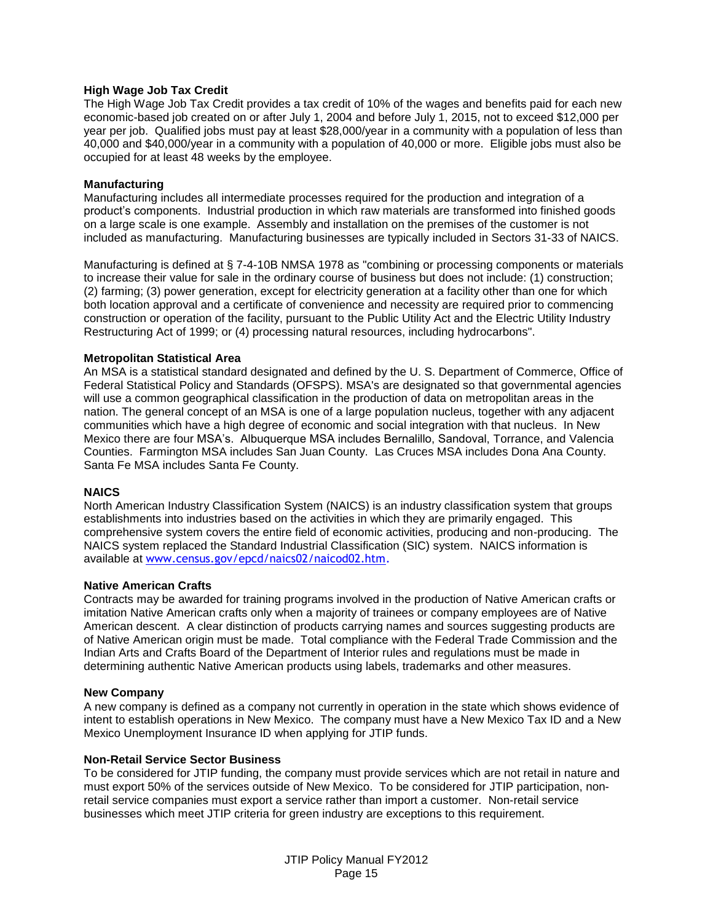**High Wage Job Tax Credit**
The High Wage Job Tax Credit provides a tax credit of 10% of the wages and benefits paid for each new economic-based job created on or after July 1, 2004 and before July 1, 2015, not to exceed $12,000 per year per job. Qualified jobs must pay at least $28,000/year in a community with a population of less than 40,000 and $40,000/year in a community with a population of 40,000 or more. Eligible jobs must also be occupied for at least 48 weeks by the employee.

**Manufacturing**
Manufacturing includes all intermediate processes required for the production and integration of a product's components. Industrial production in which raw materials are transformed into finished goods on a large scale is one example. Assembly and installation on the premises of the customer is not included as manufacturing. Manufacturing businesses are typically included in Sectors 31-33 of NAICS.

Manufacturing is defined at § 7-4-10B NMSA 1978 as "combining or processing components or materials to increase their value for sale in the ordinary course of business but does not include: (1) construction; (2) farming; (3) power generation, except for electricity generation at a facility other than one for which both location approval and a certificate of convenience and necessity are required prior to commencing construction or operation of the facility, pursuant to the Public Utility Act and the Electric Utility Industry Restructuring Act of 1999; or (4) processing natural resources, including hydrocarbons".

**Metropolitan Statistical Area**
An MSA is a statistical standard designated and defined by the U. S. Department of Commerce, Office of Federal Statistical Policy and Standards (OFSPS). MSA's are designated so that governmental agencies will use a common geographical classification in the production of data on metropolitan areas in the nation. The general concept of an MSA is one of a large population nucleus, together with any adjacent communities which have a high degree of economic and social integration with that nucleus. In New Mexico there are four MSA's. Albuquerque MSA includes Bernalillo, Sandoval, Torrance, and Valencia Counties. Farmington MSA includes San Juan County. Las Cruces MSA includes Dona Ana County. Santa Fe MSA includes Santa Fe County.

**NAICS**
North American Industry Classification System (NAICS) is an industry classification system that groups establishments into industries based on the activities in which they are primarily engaged. This comprehensive system covers the entire field of economic activities, producing and non-producing. The NAICS system replaced the Standard Industrial Classification (SIC) system. NAICS information is available at www.census.gov/epcd/naics02/naicod02.htm.

**Native American Crafts**
Contracts may be awarded for training programs involved in the production of Native American crafts or imitation Native American crafts only when a majority of trainees or company employees are of Native American descent. A clear distinction of products carrying names and sources suggesting products are of Native American origin must be made. Total compliance with the Federal Trade Commission and the Indian Arts and Crafts Board of the Department of Interior rules and regulations must be made in determining authentic Native American products using labels, trademarks and other measures.

**New Company**
A new company is defined as a company not currently in operation in the state which shows evidence of intent to establish operations in New Mexico. The company must have a New Mexico Tax ID and a New Mexico Unemployment Insurance ID when applying for JTIP funds.

**Non-Retail Service Sector Business**
To be considered for JTIP funding, the company must provide services which are not retail in nature and must export 50% of the services outside of New Mexico. To be considered for JTIP participation, non-retail service companies must export a service rather than import a customer. Non-retail service businesses which meet JTIP criteria for green industry are exceptions to this requirement.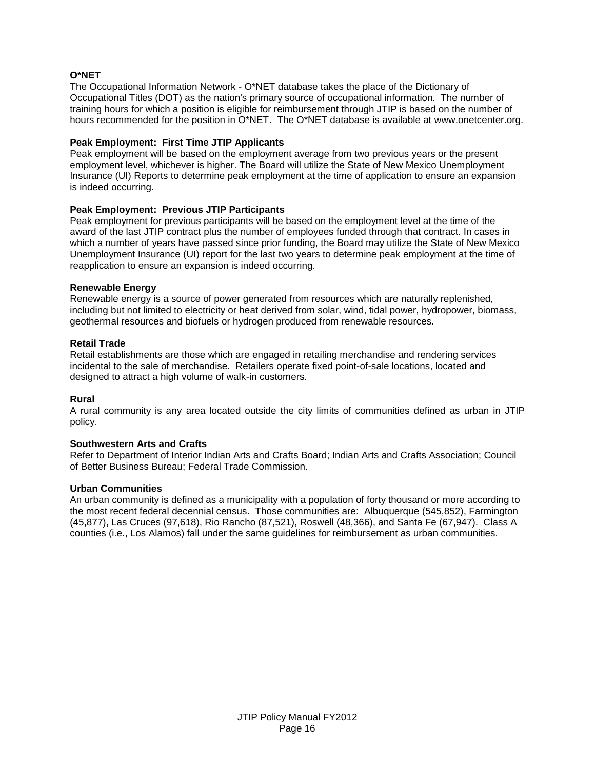**O*NET**

The Occupational Information Network - O*NET database takes the place of the Dictionary of Occupational Titles (DOT) as the nation's primary source of occupational information. The number of training hours for which a position is eligible for reimbursement through JTIP is based on the number of hours recommended for the position in O*NET. The O*NET database is available at www.onetcenter.org.

**Peak Employment: First Time JTIP Applicants**

Peak employment will be based on the employment average from two previous years or the present employment level, whichever is higher. The Board will utilize the State of New Mexico Unemployment Insurance (UI) Reports to determine peak employment at the time of application to ensure an expansion is indeed occurring.

**Peak Employment: Previous JTIP Participants**

Peak employment for previous participants will be based on the employment level at the time of the award of the last JTIP contract plus the number of employees funded through that contract. In cases in which a number of years have passed since prior funding, the Board may utilize the State of New Mexico Unemployment Insurance (UI) report for the last two years to determine peak employment at the time of reapplication to ensure an expansion is indeed occurring.

**Renewable Energy**

Renewable energy is a source of power generated from resources which are naturally replenished, including but not limited to electricity or heat derived from solar, wind, tidal power, hydropower, biomass, geothermal resources and biofuels or hydrogen produced from renewable resources.

**Retail Trade**

Retail establishments are those which are engaged in retailing merchandise and rendering services incidental to the sale of merchandise. Retailers operate fixed point-of-sale locations, located and designed to attract a high volume of walk-in customers.

**Rural**

A rural community is any area located outside the city limits of communities defined as urban in JTIP policy.

**Southwestern Arts and Crafts**

Refer to Department of Interior Indian Arts and Crafts Board; Indian Arts and Crafts Association; Council of Better Business Bureau; Federal Trade Commission.

**Urban Communities**

An urban community is defined as a municipality with a population of forty thousand or more according to the most recent federal decennial census. Those communities are: Albuquerque (545,852), Farmington (45,877), Las Cruces (97,618), Rio Rancho (87,521), Roswell (48,366), and Santa Fe (67,947). Class A counties (i.e., Los Alamos) fall under the same guidelines for reimbursement as urban communities.